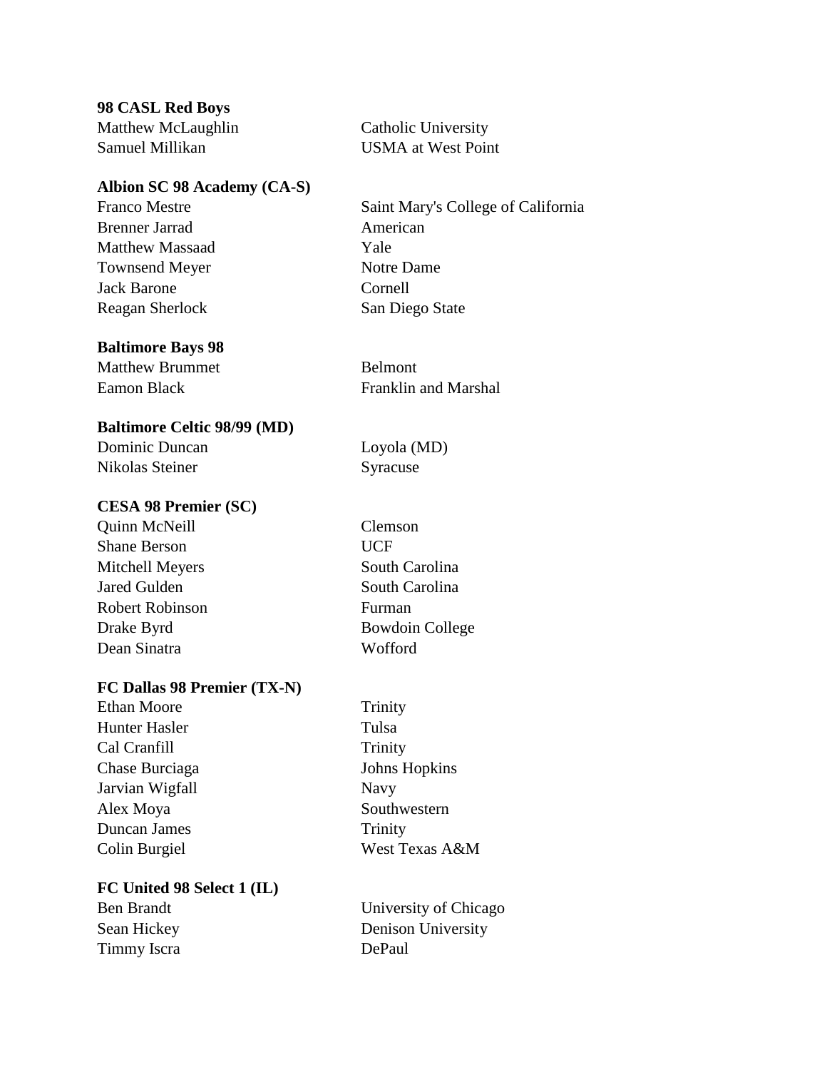**98 CASL Red Boys**

| | |
|---|---|
| Matthew McLaughlin | Catholic University |
| Samuel Millikan | USMA at West Point |

**Albion SC 98 Academy (CA-S)**

| | |
|---|---|
| Franco Mestre | Saint Mary's College of California |
| Brenner Jarrad | American |
| Matthew Massaad | Yale |
| Townsend Meyer | Notre Dame |
| Jack Barone | Cornell |
| Reagan Sherlock | San Diego State |

**Baltimore Bays 98**

| | |
|---|---|
| Matthew Brummet | Belmont |
| Eamon Black | Franklin and Marshal |

**Baltimore Celtic 98/99 (MD)**

| | |
|---|---|
| Dominic Duncan | Loyola (MD) |
| Nikolas Steiner | Syracuse |

**CESA 98 Premier (SC)**

| | |
|---|---|
| Quinn McNeill | Clemson |
| Shane Berson | UCF |
| Mitchell Meyers | South Carolina |
| Jared Gulden | South Carolina |
| Robert Robinson | Furman |
| Drake Byrd | Bowdoin College |
| Dean Sinatra | Wofford |

**FC Dallas 98 Premier (TX-N)**

| | |
|---|---|
| Ethan Moore | Trinity |
| Hunter Hasler | Tulsa |
| Cal Cranfill | Trinity |
| Chase Burciaga | Johns Hopkins |
| Jarvian Wigfall | Navy |
| Alex Moya | Southwestern |
| Duncan James | Trinity |
| Colin Burgiel | West Texas A&M |

**FC United 98 Select 1 (IL)**

| | |
|---|---|
| Ben Brandt | University of Chicago |
| Sean Hickey | Denison University |
| Timmy Iscra | DePaul |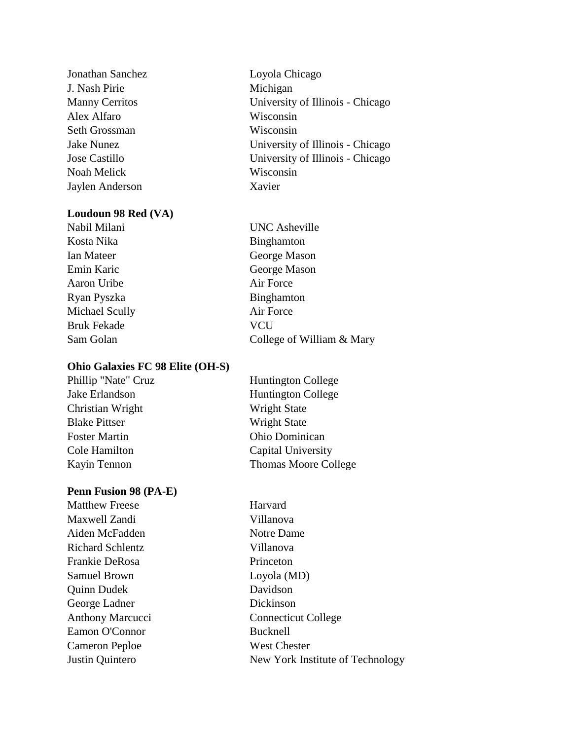| | |
|---|---|
| Jonathan Sanchez | Loyola Chicago |
| J. Nash Pirie | Michigan |
| Manny Cerritos | University of Illinois - Chicago |
| Alex Alfaro | Wisconsin |
| Seth Grossman | Wisconsin |
| Jake Nunez | University of Illinois - Chicago |
| Jose Castillo | University of Illinois - Chicago |
| Noah Melick | Wisconsin |
| Jaylen Anderson | Xavier |

**Loudoun 98 Red (VA)**

| | |
|---|---|
| Nabil Milani | UNC Asheville |
| Kosta Nika | Binghamton |
| Ian Mateer | George Mason |
| Emin Karic | George Mason |
| Aaron Uribe | Air Force |
| Ryan Pyszka | Binghamton |
| Michael Scully | Air Force |
| Bruk Fekade | VCU |
| Sam Golan | College of William & Mary |

**Ohio Galaxies FC 98 Elite (OH-S)**

| | |
|---|---|
| Phillip "Nate" Cruz | Huntington College |
| Jake Erlandson | Huntington College |
| Christian Wright | Wright State |
| Blake Pittser | Wright State |
| Foster Martin | Ohio Dominican |
| Cole Hamilton | Capital University |
| Kayin Tennon | Thomas Moore College |

**Penn Fusion 98 (PA-E)**

| | |
|---|---|
| Matthew Freese | Harvard |
| Maxwell Zandi | Villanova |
| Aiden McFadden | Notre Dame |
| Richard Schlentz | Villanova |
| Frankie DeRosa | Princeton |
| Samuel Brown | Loyola (MD) |
| Quinn Dudek | Davidson |
| George Ladner | Dickinson |
| Anthony Marcucci | Connecticut College |
| Eamon O'Connor | Bucknell |
| Cameron Peploe | West Chester |
| Justin Quintero | New York Institute of Technology |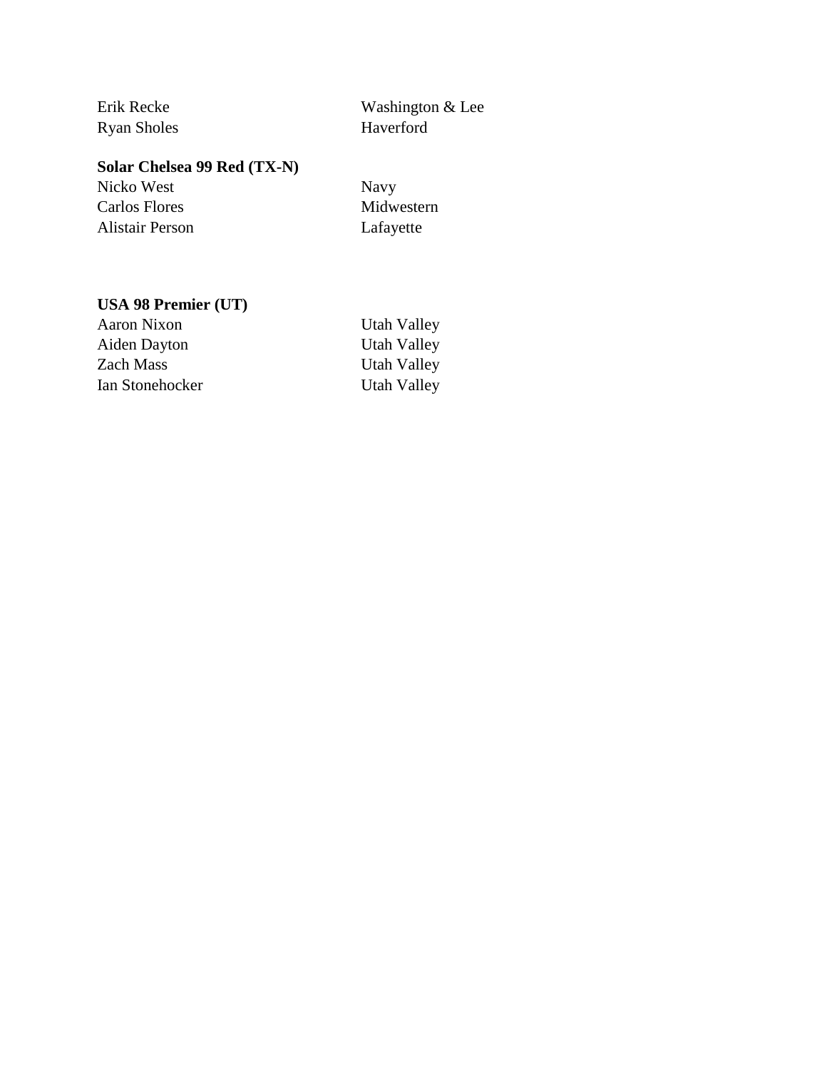| | |
|---|---|
| Erik Recke | Washington & Lee |
| Ryan Sholes | Haverford |

**Solar Chelsea 99 Red (TX-N)**

| | |
|---|---|
| Nicko West | Navy |
| Carlos Flores | Midwestern |
| Alistair Person | Lafayette |

**USA 98 Premier (UT)**

| | |
|---|---|
| Aaron Nixon | Utah Valley |
| Aiden Dayton | Utah Valley |
| Zach Mass | Utah Valley |
| Ian Stonehocker | Utah Valley |